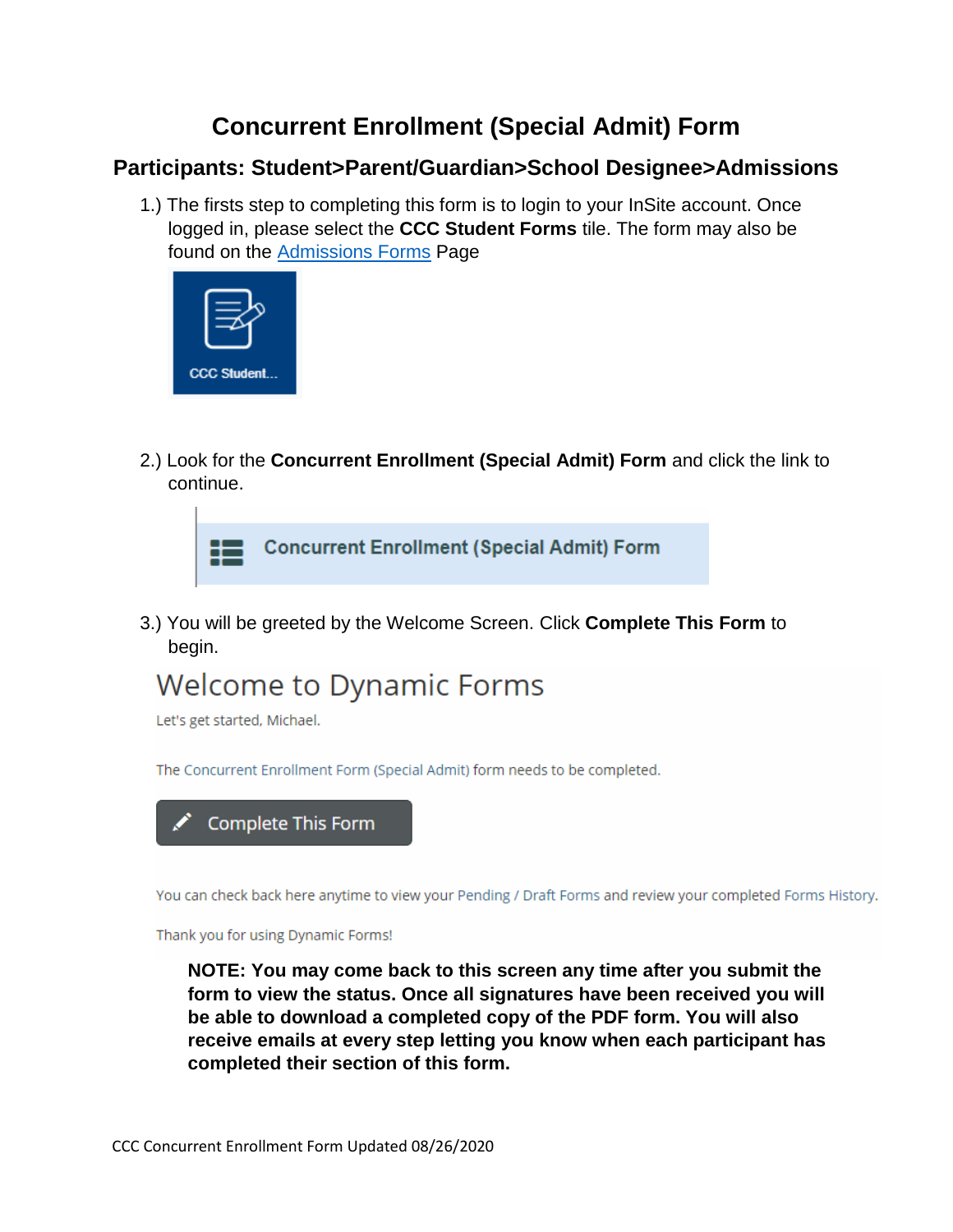# Concurrent Enrollment (Special Admit) Form

## Participants: Student>Parent/Guardian>School Designee>Admissions

1.) The firsts step to completing this form is to login to your InSite account. Once logged in, please select the **CCC Student Forms** tile. The form may also be found on the Admissions Forms Page

CCC Student...

2.) Look for the **Concurrent Enrollment (Special Admit) Form** and click the link to continue.

Concurrent Enrollment (Special Admit) Form

3.) You will be greeted by the Welcome Screen. Click **Complete This Form** to begin.

Welcome to Dynamic Forms

Let's get started, Michael.

The Concurrent Enrollment Form (Special Admit) form needs to be completed.

Complete This Form

You can check back here anytime to view your Pending / Draft Forms and review your completed Forms History.

Thank you for using Dynamic Forms!

**NOTE: You may come back to this screen any time after you submit the form to view the status. Once all signatures have been received you will be able to download a completed copy of the PDF form. You will also receive emails at every step letting you know when each participant has completed their section of this form.**

CCC Concurrent Enrollment Form Updated 08/26/2020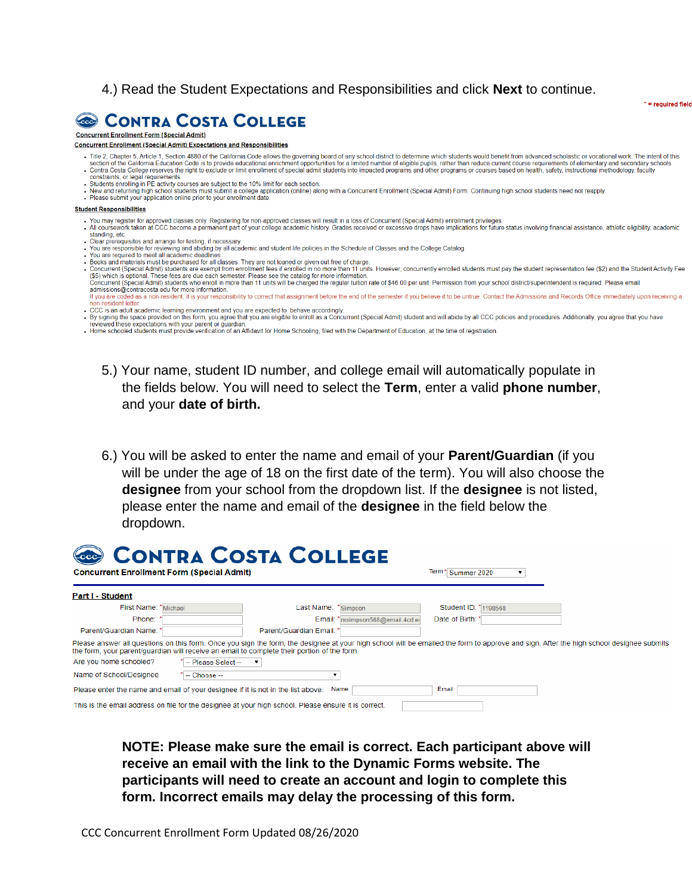4.) Read the Student Expectations and Responsibilities and click **Next** to continue.

* = required field

## CONTRA COSTA COLLEGE

Concurrent Enrollment Form (Special Admit)

**Concurrent Enrollment (Special Admit) Expectations and Responsibilities**

- Title 2, Chapter 5, Article 1, Section 4880 of the California Code allows the governing board of any school district to determine which students would benefit from advanced scholastic or vocational work. The intent of this section of the California Education Code is to provide educational enrichment opportunities for a limited number of eligible pupils, rather than reduce current course requirements of elementary and secondary schools.
- Contra Costa College reserves the right to exclude or limit enrollment of special admit students into impacted programs and other programs or courses based on health, safety, instructional methodology, faculty constraints, or legal requirements.
- Students enrolling in PE activity courses are subject to the 10% limit for each section.
- New and returning high school students must submit a college application (online) along with a Concurrent Enrollment (Special Admit) Form. Continuing high school students need not reapply.
- Please submit your application online prior to your enrollment date.

**Student Responsibilities**

- You may register for approved classes only. Registering for non-approved classes will result in a loss of Concurrent (Special Admit) enrollment privileges.
- All coursework taken at CCC become a permanent part of your college academic history. Grades received or excessive drops have implications for future status involving financial assistance, athletic eligibility, academic standing, etc.
- Clear prerequisites and arrange for testing, if necessary.
- You are responsible for reviewing and abiding by all academic and student life policies in the Schedule of Classes and the College Catalog.
- You are required to meet all academic deadlines.
- Books and materials must be purchased for all classes. They are not loaned or given out free of charge.
- Concurrent (Special Admit) students are exempt from enrollment fees if enrolled in no more than 11 units. However, concurrently enrolled students must pay the student representation fee ($2) and the Student Activity Fee ($5) which is optional. These fees are due each semester. Please see the catalog for more information.
  Concurrent (Special Admit) students who enroll in more than 11 units will be charged the regular tuition rate of $46.00 per unit. Permission from your school district/superintendent is required. Please email admissions@contracosta.edu for more information.
  If you are coded as a non-resident, it is your responsibility to correct that assignment before the end of the semester if you believe it to be untrue. Contact the Admissions and Records Office immediately upon receiving a non-resident letter.
- CCC is an adult academic learning environment and you are expected to behave accordingly.
- By signing the space provided on this form, you agree that you are eligible to enroll as a Concurrent (Special Admit) student and will abide by all CCC policies and procedures. Additionally, you agree that you have reviewed these expectations with your parent or guardian.
- Home schooled students must provide verification of an Affidavit for Home Schooling, filed with the Department of Education, at the time of registration.

5.) Your name, student ID number, and college email will automatically populate in the fields below. You will need to select the **Term**, enter a valid **phone number**, and your **date of birth.**

6.) You will be asked to enter the name and email of your **Parent/Guardian** (if you will be under the age of 18 on the first date of the term). You will also choose the **designee** from your school from the dropdown list. If the **designee** is not listed, please enter the name and email of the **designee** in the field below the dropdown.

## CONTRA COSTA COLLEGE

**Concurrent Enrollment Form (Special Admit)** Term * Summer 2020

**Part I - Student**

| | | | | | |
|---|---|---|---|---|---|
| First Name: * | Michael | Last Name: * | Simpson | Student ID: * | 1198568 |
| Phone: * | | Email: * | msimpson568@email.4cd.e | Date of Birth: * | |
| Parent/Guardian Name: * | | Parent/Guardian Email: * | | | |

Please answer all questions on this form. Once you sign the form, the designee at your high school will be emailed the form to approve and sign. After the high school designee submits the form, your parent/guardian will receive an email to complete their portion of the form.

Are you home schooled? * -- Please Select --

Name of School/Designee * -- Choose --

Please enter the name and email of your designee if it is not in the list above. Name ______ Email ______

This is the email address on file for the designee at your high school. Please ensure it is correct. ______

**NOTE: Please make sure the email is correct. Each participant above will receive an email with the link to the Dynamic Forms website. The participants will need to create an account and login to complete this form. Incorrect emails may delay the processing of this form.**

CCC Concurrent Enrollment Form Updated 08/26/2020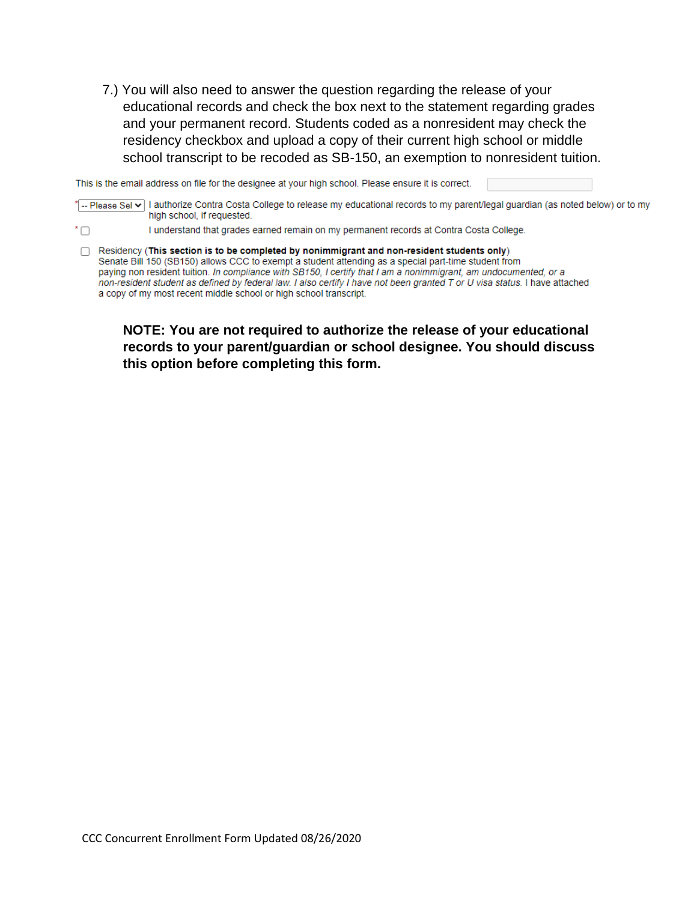7.) You will also need to answer the question regarding the release of your educational records and check the box next to the statement regarding grades and your permanent record. Students coded as a nonresident may check the residency checkbox and upload a copy of their current high school or middle school transcript to be recoded as SB-150, an exemption to nonresident tuition.

This is the email address on file for the designee at your high school. Please ensure it is correct.

* -- Please Sel ▾ I authorize Contra Costa College to release my educational records to my parent/legal guardian (as noted below) or to my high school, if requested.

* ☐ I understand that grades earned remain on my permanent records at Contra Costa College.

☐ Residency (**This section is to be completed by nonimmigrant and non-resident students only**)
Senate Bill 150 (SB150) allows CCC to exempt a student attending as a special part-time student from paying non resident tuition. *In compliance with SB150, I certify that I am a nonimmigrant, am undocumented, or a non-resident student as defined by federal law. I also certify I have not been granted T or U visa status.* I have attached a copy of my most recent middle school or high school transcript.

**NOTE: You are not required to authorize the release of your educational records to your parent/guardian or school designee. You should discuss this option before completing this form.**

CCC Concurrent Enrollment Form Updated 08/26/2020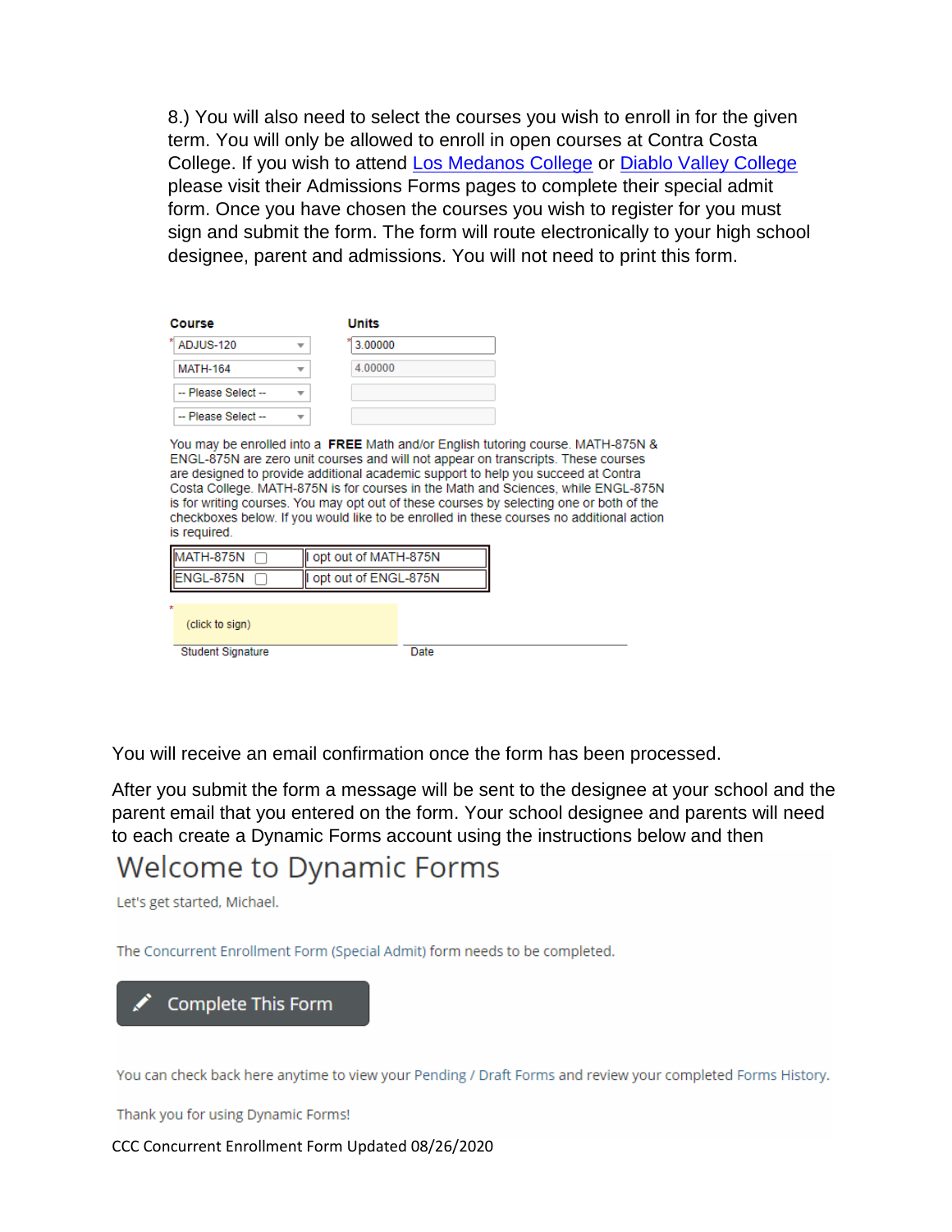8.) You will also need to select the courses you wish to enroll in for the given term. You will only be allowed to enroll in open courses at Contra Costa College. If you wish to attend Los Medanos College or Diablo Valley College please visit their Admissions Forms pages to complete their special admit form. Once you have chosen the courses you wish to register for you must sign and submit the form. The form will route electronically to your high school designee, parent and admissions. You will not need to print this form.

| Course | Units |
|---|---|
| * ADJUS-120 | * 3.00000 |
| MATH-164 | 4.00000 |
| -- Please Select -- | |
| -- Please Select -- | |

You may be enrolled into a **FREE** Math and/or English tutoring course. MATH-875N & ENGL-875N are zero unit courses and will not appear on transcripts. These courses are designed to provide additional academic support to help you succeed at Contra Costa College. MATH-875N is for courses in the Math and Sciences, while ENGL-875N is for writing courses. You may opt out of these courses by selecting one or both of the checkboxes below. If you would like to be enrolled in these courses no additional action is required.

| | |
|---|---|
| MATH-875N ☐ | I opt out of MATH-875N |
| ENGL-875N ☐ | I opt out of ENGL-875N |

\* (click to sign)

Student Signature | Date

You will receive an email confirmation once the form has been processed.

After you submit the form a message will be sent to the designee at your school and the parent email that you entered on the form. Your school designee and parents will need to each create a Dynamic Forms account using the instructions below and then

# Welcome to Dynamic Forms

Let's get started, Michael.

The Concurrent Enrollment Form (Special Admit) form needs to be completed.

Complete This Form

You can check back here anytime to view your Pending / Draft Forms and review your completed Forms History.

Thank you for using Dynamic Forms!

CCC Concurrent Enrollment Form Updated 08/26/2020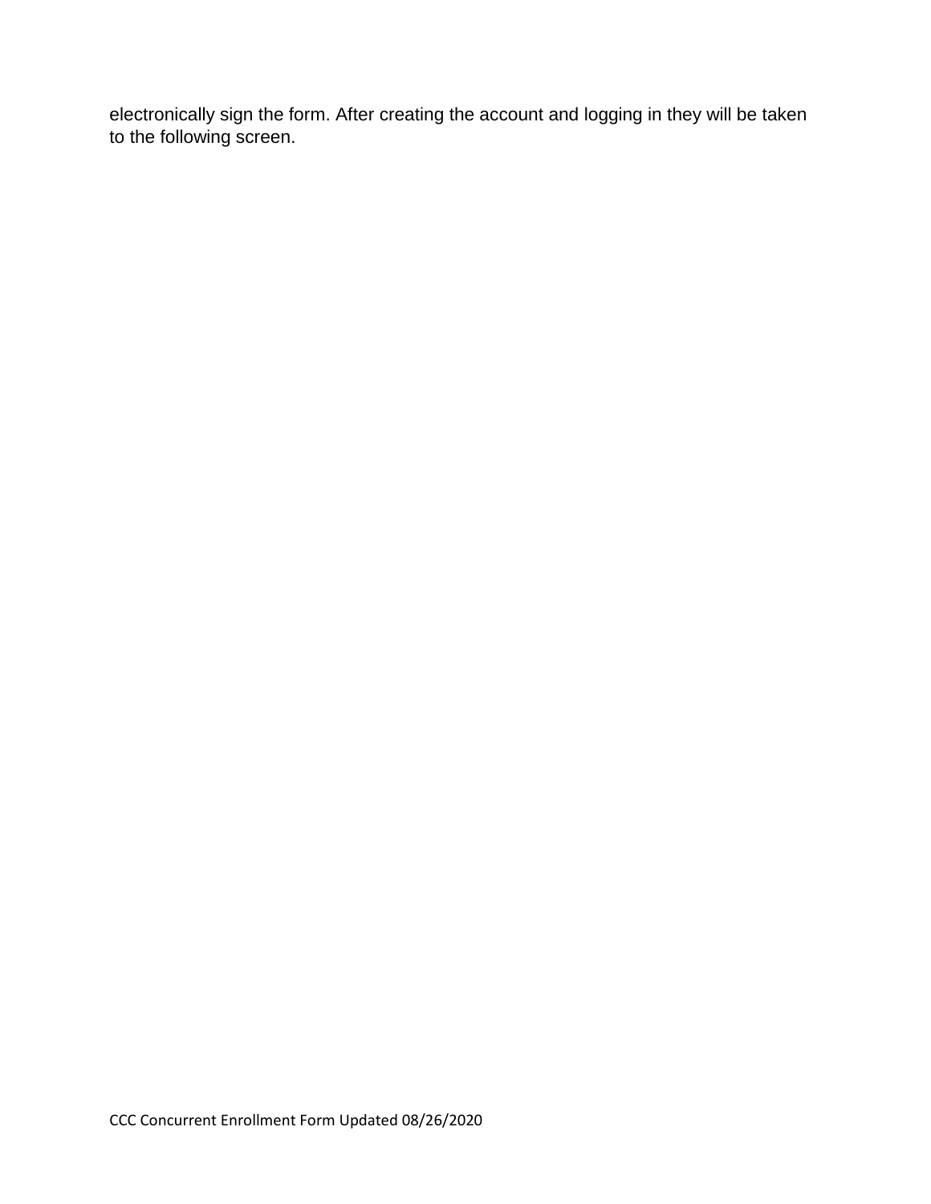electronically sign the form. After creating the account and logging in they will be taken to the following screen.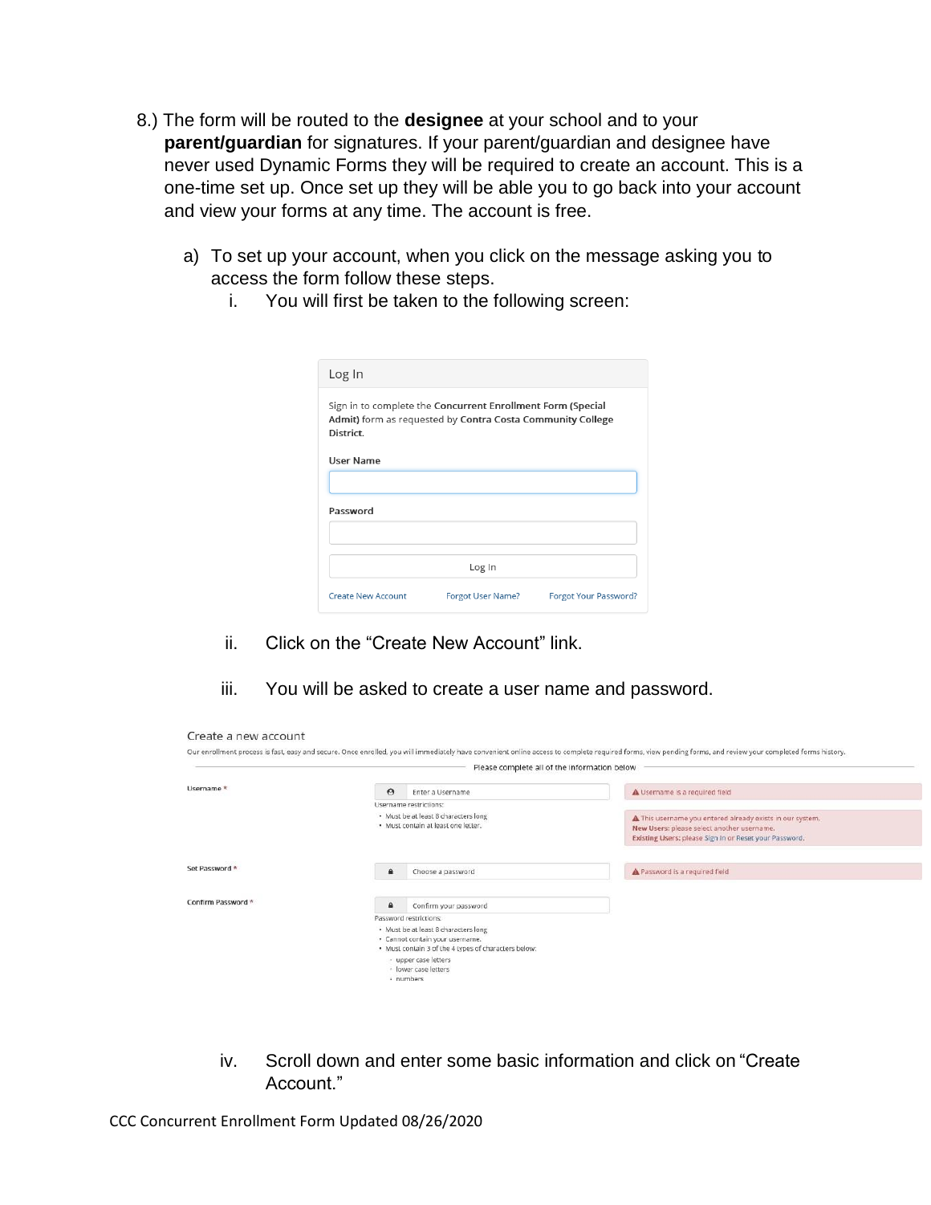8.) The form will be routed to the **designee** at your school and to your **parent/guardian** for signatures. If your parent/guardian and designee have never used Dynamic Forms they will be required to create an account. This is a one-time set up. Once set up they will be able you to go back into your account and view your forms at any time. The account is free.

a) To set up your account, when you click on the message asking you to access the form follow these steps.

   i. You will first be taken to the following screen:

Log In

Sign in to complete the **Concurrent Enrollment Form (Special Admit)** form as requested by **Contra Costa Community College District**.

User Name

Password

Log In

Create New Account | Forgot User Name? | Forgot Your Password?

   ii. Click on the "Create New Account" link.

   iii. You will be asked to create a user name and password.

Create a new account

Our enrollment process is fast, easy and secure. Once enrolled, you will immediately have convenient online access to complete required forms, view pending forms, and review your completed forms history.

Please complete all of the information below

Username * — Enter a Username

Username restrictions:

- Must be at least 8 characters long
- Must contain at least one letter.

Username is a required field

This username you entered already exists in our system.
**New Users:** please select another username.
**Existing Users:** please Sign In or Reset your Password.

Set Password * — Choose a password

Password is a required field

Confirm Password * — Confirm your password

Password restrictions:

- Must be at least 8 characters long
- Cannot contain your username.
- Must contain 3 of the 4 types of characters below:
  - upper case letters
  - lower case letters
  - numbers

   iv. Scroll down and enter some basic information and click on "Create Account."

CCC Concurrent Enrollment Form Updated 08/26/2020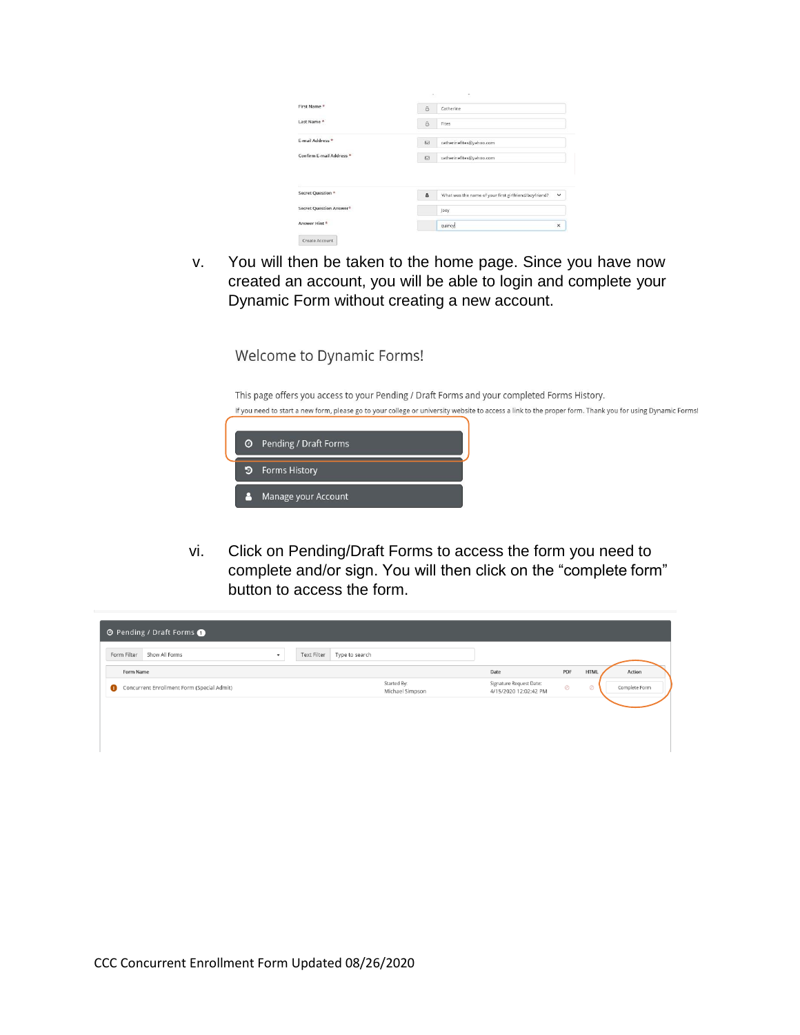| | |
|---|---|
| First Name * | Catherine |
| Last Name * | Fites |
| E-mail Address * | catherinefites@yahoo.com |
| Confirm E-mail Address * | catherinefites@yahoo.com |
| Secret Question * | What was the name of your first girlfriend/boyfriend? |
| Secret Question Answer* | Jody |
| Answer Hint * | quincy |

Create Account

v. You will then be taken to the home page. Since you have now created an account, you will be able to login and complete your Dynamic Form without creating a new account.

Welcome to Dynamic Forms!

This page offers you access to your Pending / Draft Forms and your completed Forms History.

If you need to start a new form, please go to your college or university website to access a link to the proper form. Thank you for using Dynamic Forms!

- Pending / Draft Forms
- Forms History
- Manage your Account

vi. Click on Pending/Draft Forms to access the form you need to complete and/or sign. You will then click on the "complete form" button to access the form.

Pending / Draft Forms 1

Form Filter: Show All Forms | Text Filter: Type to search

| Form Name | | Date | PDF | HTML | Action |
|---|---|---|---|---|---|
| Concurrent Enrollment Form (Special Admit) | Started By: Michael Simpson | Signature Request Date: 4/15/2020 12:02:42 PM | | | Complete Form |

CCC Concurrent Enrollment Form Updated 08/26/2020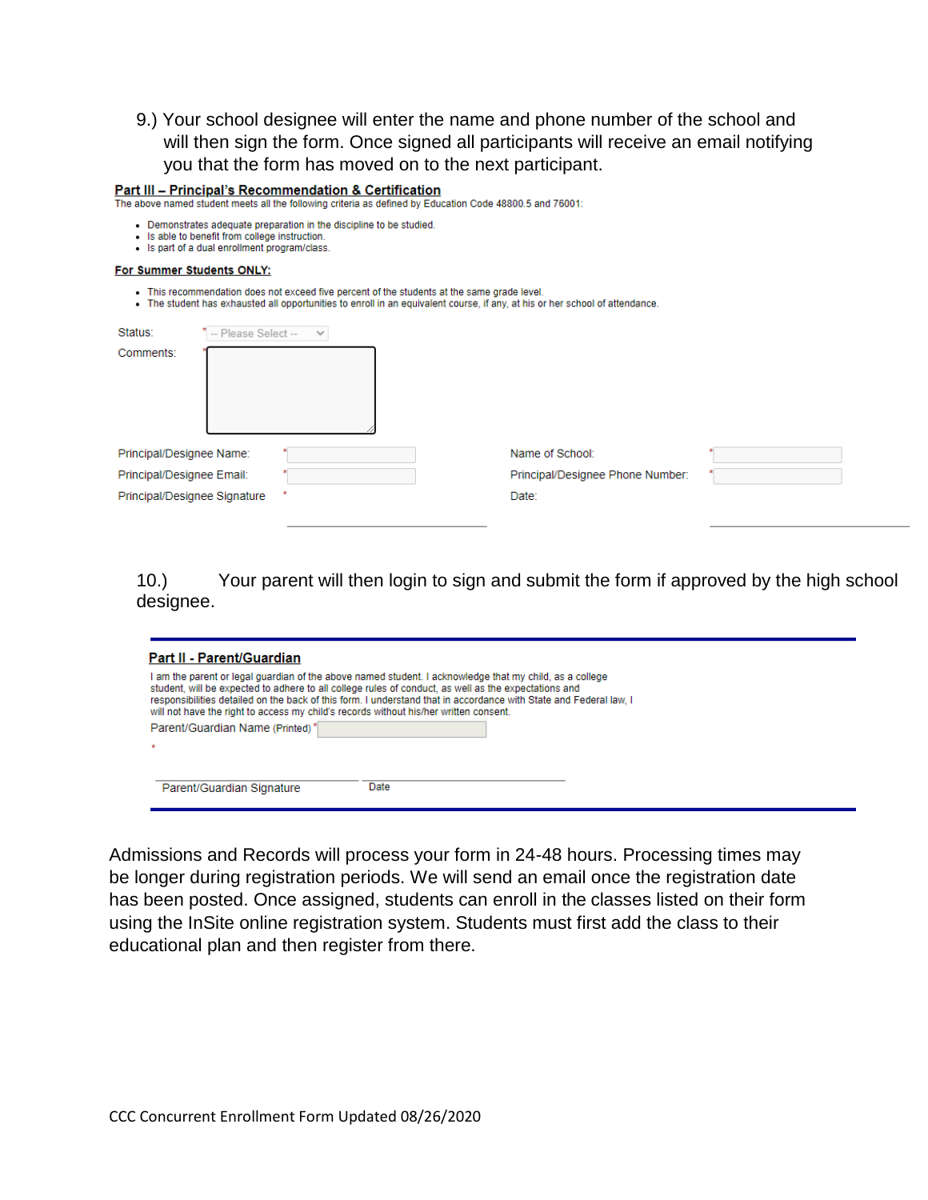9.) Your school designee will enter the name and phone number of the school and will then sign the form. Once signed all participants will receive an email notifying you that the form has moved on to the next participant.

**Part III – Principal's Recommendation & Certification**

The above named student meets all the following criteria as defined by Education Code 48800.5 and 76001:

- Demonstrates adequate preparation in the discipline to be studied.
- Is able to benefit from college instruction.
- Is part of a dual enrollment program/class.

**For Summer Students ONLY:**

- This recommendation does not exceed five percent of the students at the same grade level.
- The student has exhausted all opportunities to enroll in an equivalent course, if any, at his or her school of attendance.

Status: * -- Please Select --

Comments: *

Principal/Designee Name: *

Principal/Designee Email: *

Principal/Designee Signature *

Name of School: *

Principal/Designee Phone Number: *

Date:

10.) Your parent will then login to sign and submit the form if approved by the high school designee.

**Part II - Parent/Guardian**

I am the parent or legal guardian of the above named student. I acknowledge that my child, as a college student, will be expected to adhere to all college rules of conduct, as well as the expectations and responsibilities detailed on the back of this form. I understand that in accordance with State and Federal law, I will not have the right to access my child's records without his/her written consent.

Parent/Guardian Name (Printed) *

*

Parent/Guardian Signature

Date

Admissions and Records will process your form in 24-48 hours. Processing times may be longer during registration periods. We will send an email once the registration date has posted. Once assigned, students can enroll in the classes listed on their form using the InSite online registration system. Students must first add the class to their educational plan and then register from there.

CCC Concurrent Enrollment Form Updated 08/26/2020